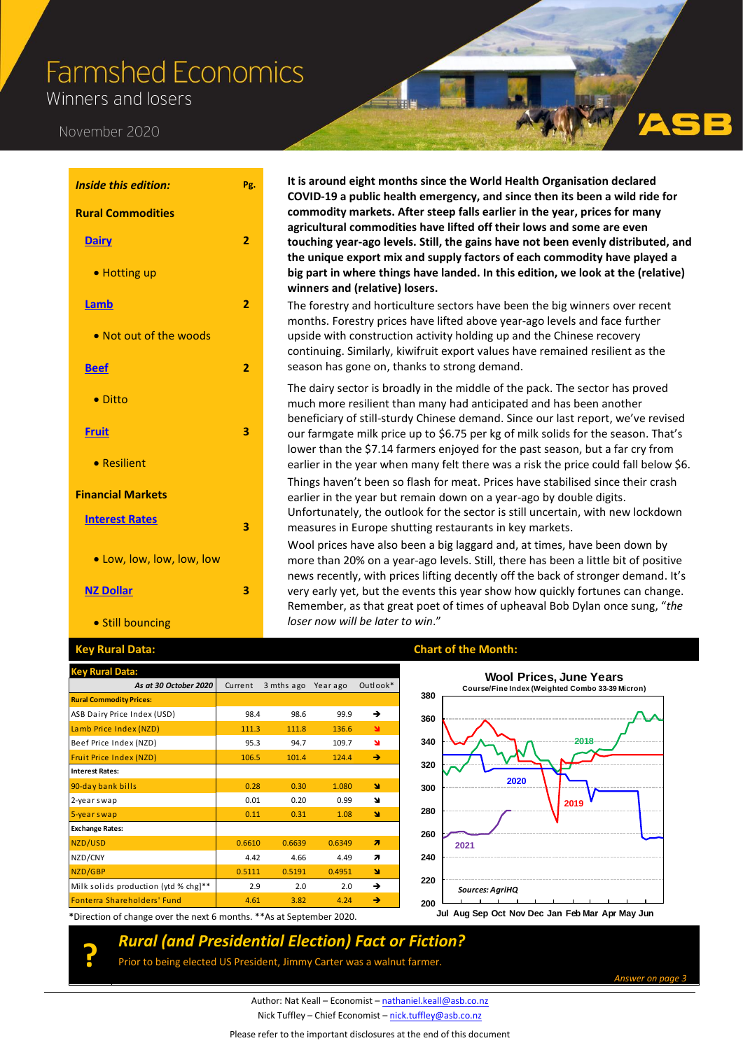# Farmshed Economics

## Winners and losers

November 2020

| *Inside this edition:* | Pg. |
|---|---|
| **Rural Commodities** | |
| Dairy | 2 |
| • Hotting up | |
| Lamb | 2 |
| • Not out of the woods | |
| Beef | 2 |
| • Ditto | |
| Fruit | 3 |
| • Resilient | |
| **Financial Markets** | |
| Interest Rates | 3 |
| • Low, low, low, low, low | |
| NZ Dollar | 3 |
| • Still bouncing | |

**It is around eight months since the World Health Organisation declared COVID-19 a public health emergency, and since then its been a wild ride for commodity markets. After steep falls earlier in the year, prices for many agricultural commodities have lifted off their lows and some are even touching year-ago levels. Still, the gains have not been evenly distributed, and the unique export mix and supply factors of each commodity have played a big part in where things have landed. In this edition, we look at the (relative) winners and (relative) losers.**

The forestry and horticulture sectors have been the big winners over recent months. Forestry prices have lifted above year-ago levels and face further upside with construction activity holding up and the Chinese recovery continuing. Similarly, kiwifruit export values have remained resilient as the season has gone on, thanks to strong demand.

The dairy sector is broadly in the middle of the pack. The sector has proved much more resilient than many had anticipated and has been another beneficiary of still-sturdy Chinese demand. Since our last report, we've revised our farmgate milk price up to $6.75 per kg of milk solids for the season. That's lower than the $7.14 farmers enjoyed for the past season, but a far cry from earlier in the year when many felt there was a risk the price could fall below $6.

Things haven't been so flash for meat. Prices have stabilised since their crash earlier in the year but remain down on a year-ago by double digits. Unfortunately, the outlook for the sector is still uncertain, with new lockdown measures in Europe shutting restaurants in key markets.

Wool prices have also been a big laggard and, at times, have been down by more than 20% on a year-ago levels. Still, there has been a little bit of positive news recently, with prices lifting decently off the back of stronger demand. It's very early yet, but the events this year show how quickly fortunes can change. Remember, as that great poet of times of upheaval Bob Dylan once sung, "*the loser now will be later to win*."

## Key Rural Data:

| *As at 30 October 2020* | Current | 3 mths ago | Year ago | Outlook* |
|---|---|---|---|---|
| **Rural Commodity Prices:** | | | | |
| ASB Dairy Price Index (USD) | 98.4 | 98.6 | 99.9 | → |
| Lamb Price Index (NZD) | 111.3 | 111.8 | 136.6 | ↘ |
| Beef Price Index (NZD) | 95.3 | 94.7 | 109.7 | ↘ |
| Fruit Price Index (NZD) | 106.5 | 101.4 | 124.4 | → |
| **Interest Rates:** | | | | |
| 90-day bank bills | 0.28 | 0.30 | 1.080 | ↘ |
| 2-year swap | 0.01 | 0.20 | 0.99 | ↘ |
| 5-year swap | 0.11 | 0.31 | 1.08 | ↘ |
| **Exchange Rates:** | | | | |
| NZD/USD | 0.6610 | 0.6639 | 0.6349 | ↗ |
| NZD/CNY | 4.42 | 4.66 | 4.49 | ↗ |
| NZD/GBP | 0.5111 | 0.5191 | 0.4951 | ↘ |
| Milk solids production (ytd % chg)** | 2.9 | 2.0 | 2.0 | → |
| Fonterra Shareholders' Fund | 4.61 | 3.82 | 4.24 | → |

*Direction of change over the next 6 months. **As at September 2020.

## Chart of the Month:

**Wool Prices, June Years**
Course/Fine Index (Weighted Combo 33-39 Micron)

Sources: AgriHQ

## *Rural (and Presidential Election) Fact or Fiction?*

Prior to being elected US President, Jimmy Carter was a walnut farmer.

*Answer on page 3*

Author: Nat Keall – Economist – nathaniel.keall@asb.co.nz
Nick Tuffley – Chief Economist – nick.tuffley@asb.co.nz

Please refer to the important disclosures at the end of this document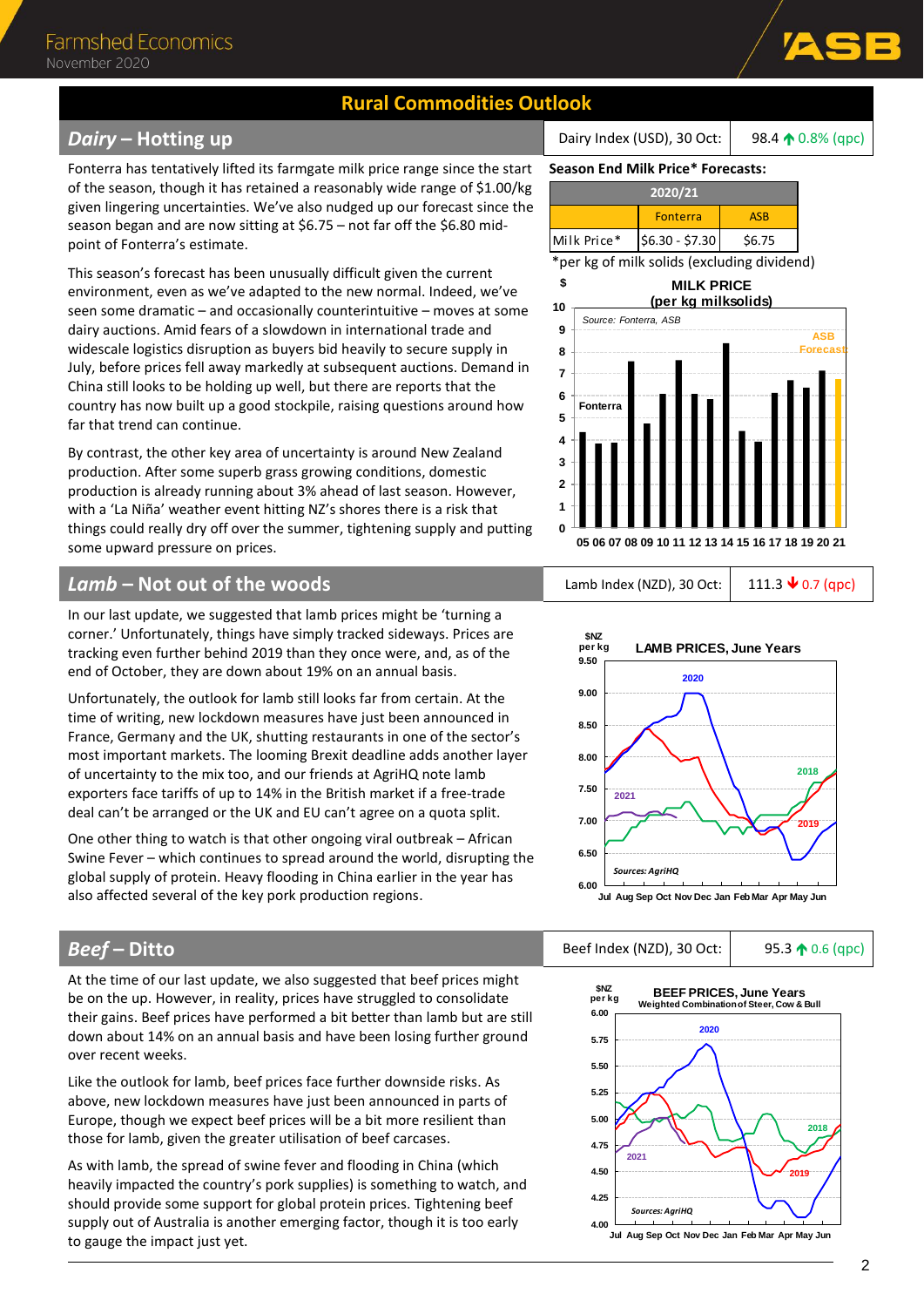## Rural Commodities Outlook

## *Dairy* – Hotting up

| Dairy Index (USD), 30 Oct: | 98.4 ↑ 0.8% (qpc) |
|---|---|

Fonterra has tentatively lifted its farmgate milk price range since the start of the season, though it has retained a reasonably wide range of $1.00/kg given lingering uncertainties. We've also nudged up our forecast since the season began and are now sitting at $6.75 – not far off the $6.80 mid-point of Fonterra's estimate.

This season's forecast has been unusually difficult given the current environment, even as we've adapted to the new normal. Indeed, we've seen some dramatic – and occasionally counterintuitive – moves at some dairy auctions. Amid fears of a slowdown in international trade and widescale logistics disruption as buyers bid heavily to secure supply in July, before prices fell away markedly at subsequent auctions. Demand in China still looks to be holding up well, but there are reports that the country has now built up a good stockpile, raising questions around how far that trend can continue.

By contrast, the other key area of uncertainty is around New Zealand production. After some superb grass growing conditions, domestic production is already running about 3% ahead of last season. However, with a 'La Niña' weather event hitting NZ's shores there is a risk that things could really dry off over the summer, tightening supply and putting some upward pressure on prices.

**Season End Milk Price* Forecasts:**

| | 2020/21 | |
|---|---|---|
| | Fonterra | ASB |
| Milk Price* | $6.30 - $7.30 | $6.75 |

*per kg of milk solids (excluding dividend)

## *Lamb* – Not out of the woods

| Lamb Index (NZD), 30 Oct: | 111.3 ↓ 0.7 (qpc) |
|---|---|

In our last update, we suggested that lamb prices might be 'turning a corner.' Unfortunately, things have simply tracked sideways. Prices are tracking even further behind 2019 than they once were, and, as of the end of October, they are down about 19% on an annual basis.

Unfortunately, the outlook for lamb still looks far from certain. At the time of writing, new lockdown measures have just been announced in France, Germany and the UK, shutting restaurants in one of the sector's most important markets. The looming Brexit deadline adds another layer of uncertainty to the mix too, and our friends at AgriHQ note lamb exporters face tariffs of up to 14% in the British market if a free-trade deal can't be arranged or the UK and EU can't agree on a quota split.

One other thing to watch is that other ongoing viral outbreak – African Swine Fever – which continues to spread around the world, disrupting the global supply of protein. Heavy flooding in China earlier in the year has also affected several of the key pork production regions.

## *Beef* – Ditto

| Beef Index (NZD), 30 Oct: | 95.3 ↑ 0.6 (qpc) |
|---|---|

At the time of our last update, we also suggested that beef prices might be on the up. However, in reality, prices have struggled to consolidate their gains. Beef prices have performed a bit better than lamb but are still down about 14% on an annual basis and have been losing further ground over recent weeks.

Like the outlook for lamb, beef prices face further downside risks. As above, new lockdown measures have just been announced in parts of Europe, though we expect beef prices will be a bit more resilient than those for lamb, given the greater utilisation of beef carcases.

As with lamb, the spread of swine fever and flooding in China (which heavily impacted the country's pork supplies) is something to watch, and should provide some support for global protein prices. Tightening beef supply out of Australia is another emerging factor, though it is too early to gauge the impact just yet.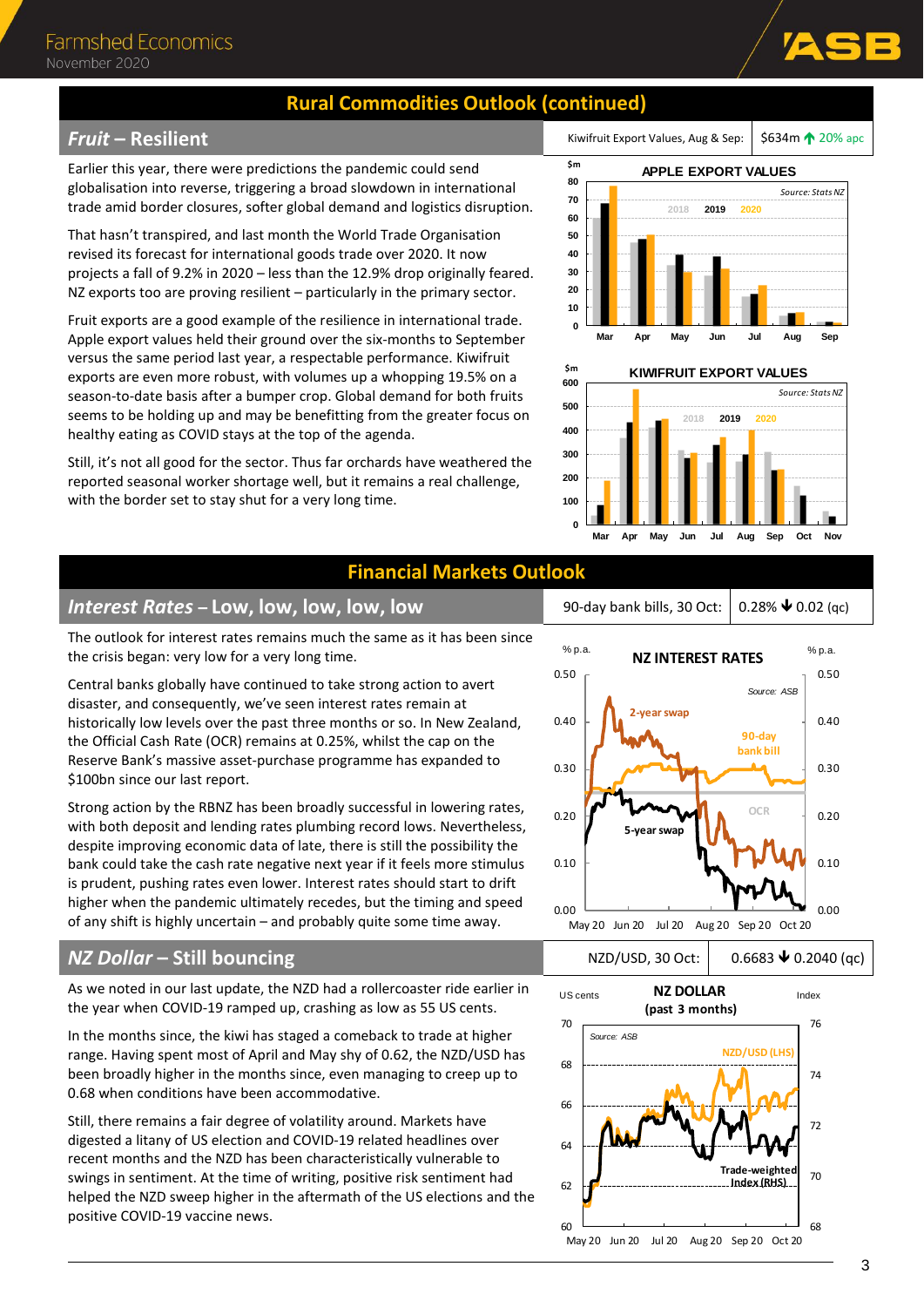## Rural Commodities Outlook (continued)

### *Fruit* – Resilient

| Kiwifruit Export Values, Aug & Sep: | $634m ↑ 20% apc |
| --- | --- |

Earlier this year, there were predictions the pandemic could send globalisation into reverse, triggering a broad slowdown in international trade amid border closures, softer global demand and logistics disruption.

That hasn't transpired, and last month the World Trade Organisation revised its forecast for international goods trade over 2020. It now projects a fall of 9.2% in 2020 – less than the 12.9% drop originally feared. NZ exports too are proving resilient – particularly in the primary sector.

Fruit exports are a good example of the resilience in international trade. Apple export values held their ground over the six-months to September versus the same period last year, a respectable performance. Kiwifruit exports are even more robust, with volumes up a whopping 19.5% on a season-to-date basis after a bumper crop. Global demand for both fruits seems to be holding up and may be benefitting from the greater focus on healthy eating as COVID stays at the top of the agenda.

Still, it's not all good for the sector. Thus far orchards have weathered the reported seasonal worker shortage well, but it remains a real challenge, with the border set to stay shut for a very long time.

## Financial Markets Outlook

### *Interest Rates* – Low, low, low, low, low

| 90-day bank bills, 30 Oct: | 0.28% ↓ 0.02 (qc) |
| --- | --- |

The outlook for interest rates remains much the same as it has been since the crisis began: very low for a very long time.

Central banks globally have continued to take strong action to avert disaster, and consequently, we've seen interest rates remain at historically low levels over the past three months or so. In New Zealand, the Official Cash Rate (OCR) remains at 0.25%, whilst the cap on the Reserve Bank's massive asset-purchase programme has expanded to $100bn since our last report.

Strong action by the RBNZ has been broadly successful in lowering rates, with both deposit and lending rates plumbing record lows. Nevertheless, despite improving economic data of late, there is still the possibility the bank could take the cash rate negative next year if it feels more stimulus is prudent, pushing rates even lower. Interest rates should start to drift higher when the pandemic ultimately recedes, but the timing and speed of any shift is highly uncertain – and probably quite some time away.

### *NZ Dollar* – Still bouncing

| NZD/USD, 30 Oct: | 0.6683 ↓ 0.2040 (qc) |
| --- | --- |

As we noted in our last update, the NZD had a rollercoaster ride earlier in the year when COVID-19 ramped up, crashing as low as 55 US cents.

In the months since, the kiwi has staged a comeback to trade at higher range. Having spent most of April and May shy of 0.62, the NZD/USD has been broadly higher in the months since, even managing to creep up to 0.68 when conditions have been accommodative.

Still, there remains a fair degree of volatility around. Markets have digested a litany of US election and COVID-19 related headlines over recent months and the NZD has been characteristically vulnerable to swings in sentiment. At the time of writing, positive risk sentiment had helped the NZD sweep higher in the aftermath of the US elections and the positive COVID-19 vaccine news.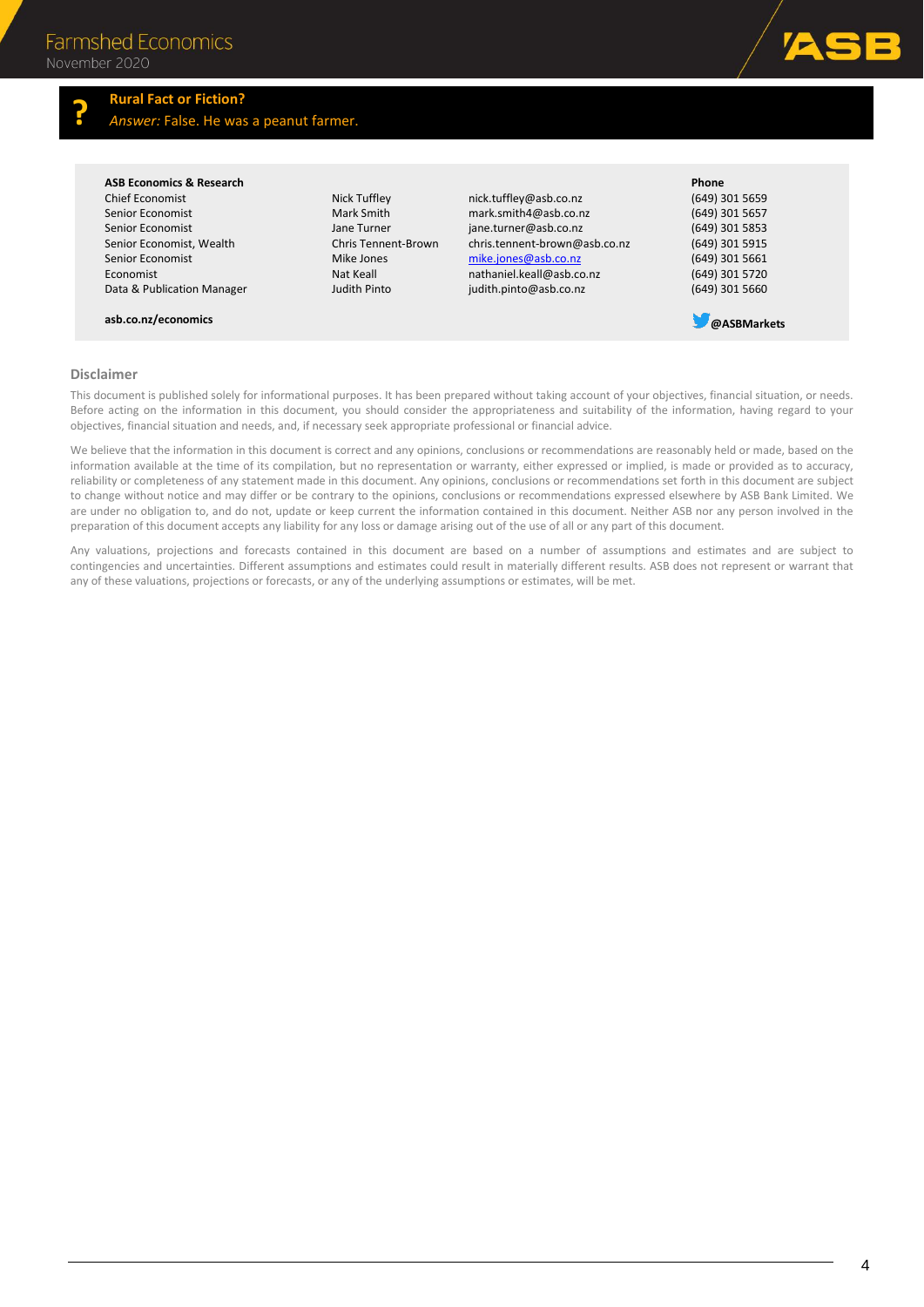**Rural Fact or Fiction?**

*Answer:* False. He was a peanut farmer.

| ASB Economics & Research | | | Phone |
| --- | --- | --- | --- |
| Chief Economist | Nick Tuffley | nick.tuffley@asb.co.nz | (649) 301 5659 |
| Senior Economist | Mark Smith | mark.smith4@asb.co.nz | (649) 301 5657 |
| Senior Economist | Jane Turner | jane.turner@asb.co.nz | (649) 301 5853 |
| Senior Economist, Wealth | Chris Tennent-Brown | chris.tennent-brown@asb.co.nz | (649) 301 5915 |
| Senior Economist | Mike Jones | mike.jones@asb.co.nz | (649) 301 5661 |
| Economist | Nat Keall | nathaniel.keall@asb.co.nz | (649) 301 5720 |
| Data & Publication Manager | Judith Pinto | judith.pinto@asb.co.nz | (649) 301 5660 |

**asb.co.nz/economics**

**@ASBMarkets**

## Disclaimer

This document is published solely for informational purposes. It has been prepared without taking account of your objectives, financial situation, or needs. Before acting on the information in this document, you should consider the appropriateness and suitability of the information, having regard to your objectives, financial situation and needs, and, if necessary seek appropriate professional or financial advice.

We believe that the information in this document is correct and any opinions, conclusions or recommendations are reasonably held or made, based on the information available at the time of its compilation, but no representation or warranty, either expressed or implied, is made or provided as to accuracy, reliability or completeness of any statement made in this document. Any opinions, conclusions or recommendations set forth in this document are subject to change without notice and may differ or be contrary to the opinions, conclusions or recommendations expressed elsewhere by ASB Bank Limited. We are under no obligation to, and do not, update or keep current the information contained in this document. Neither ASB nor any person involved in the preparation of this document accepts any liability for any loss or damage arising out of the use of all or any part of this document.

Any valuations, projections and forecasts contained in this document are based on a number of assumptions and estimates and are subject to contingencies and uncertainties. Different assumptions and estimates could result in materially different results. ASB does not represent or warrant that any of these valuations, projections or forecasts, or any of the underlying assumptions or estimates, will be met.